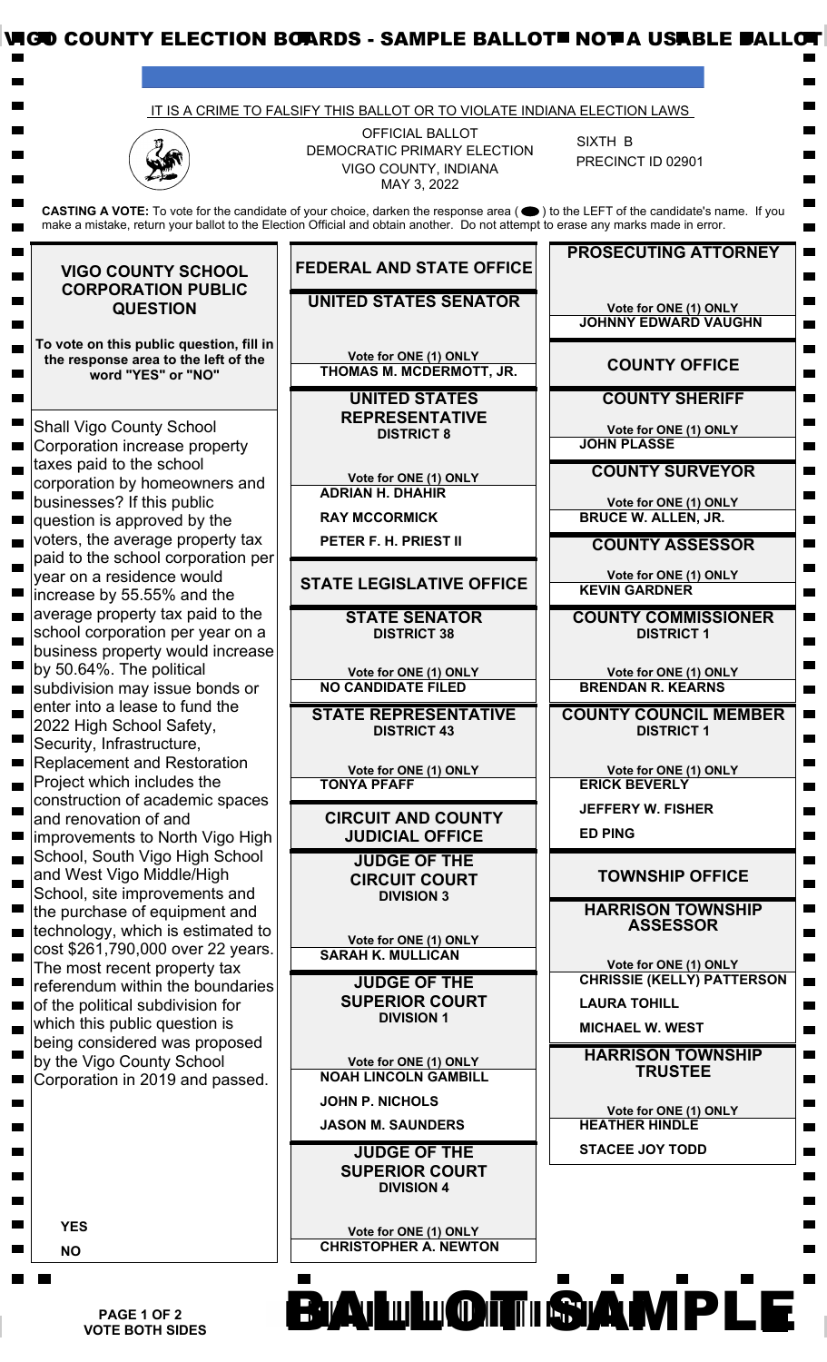VIGO COUNTY ELECTION BOARDS - SAMPLE BALLOT - NOT A USABLE BALLOT

IT IS A CRIME TO FALSIFY THIS BALLOT OR TO VIOLATE INDIANA ELECTION LAWS

OFFICIAL BALLOT
DEMOCRATIC PRIMARY ELECTION
VIGO COUNTY, INDIANA
MAY 3, 2022

SIXTH B
PRECINCT ID 02901

**CASTING A VOTE:** To vote for the candidate of your choice, darken the response area ( ⬬ ) to the LEFT of the candidate's name. If you make a mistake, return your ballot to the Election Official and obtain another. Do not attempt to erase any marks made in error.

## VIGO COUNTY SCHOOL CORPORATION PUBLIC QUESTION

**To vote on this public question, fill in the response area to the left of the word "YES" or "NO"**

Shall Vigo County School Corporation increase property taxes paid to the school corporation by homeowners and businesses? If this public question is approved by the voters, the average property tax paid to the school corporation per year on a residence would increase by 55.55% and the average property tax paid to the school corporation per year on a business property would increase by 50.64%. The political subdivision may issue bonds or enter into a lease to fund the 2022 High School Safety, Security, Infrastructure, Replacement and Restoration Project which includes the construction of academic spaces and renovation of and improvements to North Vigo High School, South Vigo High School and West Vigo Middle/High School, site improvements and the purchase of equipment and technology, which is estimated to cost $261,790,000 over 22 years. The most recent property tax referendum within the boundaries of the political subdivision for which this public question is being considered was proposed by the Vigo County School Corporation in 2019 and passed.

- **YES**
- **NO**

## FEDERAL AND STATE OFFICE

### UNITED STATES SENATOR

Vote for ONE (1) ONLY

- THOMAS M. MCDERMOTT, JR.

### UNITED STATES REPRESENTATIVE
**DISTRICT 8**

Vote for ONE (1) ONLY

- ADRIAN H. DHAHIR
- RAY MCCORMICK
- PETER F. H. PRIEST II

## STATE LEGISLATIVE OFFICE

### STATE SENATOR
**DISTRICT 38**

Vote for ONE (1) ONLY

- NO CANDIDATE FILED

### STATE REPRESENTATIVE
**DISTRICT 43**

Vote for ONE (1) ONLY

- TONYA PFAFF

## CIRCUIT AND COUNTY JUDICIAL OFFICE

### JUDGE OF THE CIRCUIT COURT
**DIVISION 3**

Vote for ONE (1) ONLY

- SARAH K. MULLICAN

### JUDGE OF THE SUPERIOR COURT
**DIVISION 1**

Vote for ONE (1) ONLY

- NOAH LINCOLN GAMBILL
- JOHN P. NICHOLS
- JASON M. SAUNDERS

### JUDGE OF THE SUPERIOR COURT
**DIVISION 4**

Vote for ONE (1) ONLY

- CHRISTOPHER A. NEWTON

### PROSECUTING ATTORNEY

Vote for ONE (1) ONLY

- JOHNNY EDWARD VAUGHN

## COUNTY OFFICE

### COUNTY SHERIFF

Vote for ONE (1) ONLY

- JOHN PLASSE

### COUNTY SURVEYOR

Vote for ONE (1) ONLY

- BRUCE W. ALLEN, JR.

### COUNTY ASSESSOR

Vote for ONE (1) ONLY

- KEVIN GARDNER

### COUNTY COMMISSIONER
**DISTRICT 1**

Vote for ONE (1) ONLY

- BRENDAN R. KEARNS

### COUNTY COUNCIL MEMBER
**DISTRICT 1**

Vote for ONE (1) ONLY

- ERICK BEVERLY
- JEFFERY W. FISHER
- ED PING

## TOWNSHIP OFFICE

### HARRISON TOWNSHIP ASSESSOR

Vote for ONE (1) ONLY

- CHRISSIE (KELLY) PATTERSON
- LAURA TOHILL
- MICHAEL W. WEST

### HARRISON TOWNSHIP TRUSTEE

Vote for ONE (1) ONLY

- HEATHER HINDLE
- STACEE JOY TODD

**VOTE BOTH SIDES**

BALLOT SAMPLE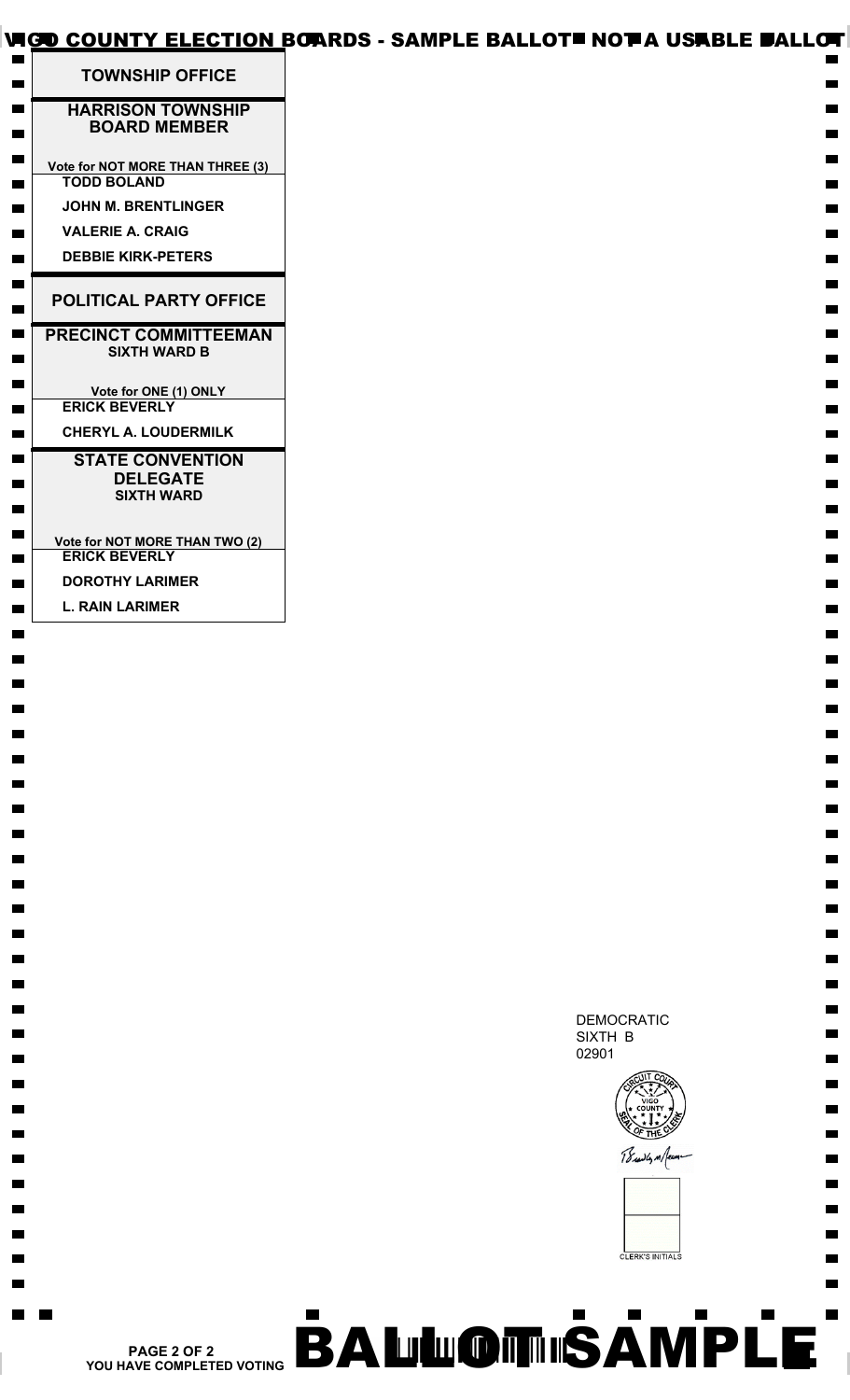VIGO COUNTY ELECTION BOARDS - SAMPLE BALLOT NOT A USABLE BALLOT

## TOWNSHIP OFFICE

### HARRISON TOWNSHIP BOARD MEMBER

Vote for NOT MORE THAN THREE (3)

- TODD BOLAND
- JOHN M. BRENTLINGER
- VALERIE A. CRAIG
- DEBBIE KIRK-PETERS

## POLITICAL PARTY OFFICE

### PRECINCT COMMITTEEMAN
SIXTH WARD B

Vote for ONE (1) ONLY

- ERICK BEVERLY
- CHERYL A. LOUDERMILK

### STATE CONVENTION DELEGATE
SIXTH WARD

Vote for NOT MORE THAN TWO (2)

- ERICK BEVERLY
- DOROTHY LARIMER
- L. RAIN LARIMER

DEMOCRATIC
SIXTH B
02901

CLERK'S INITIALS

YOU HAVE COMPLETED VOTING

BALLOT SAMPLE